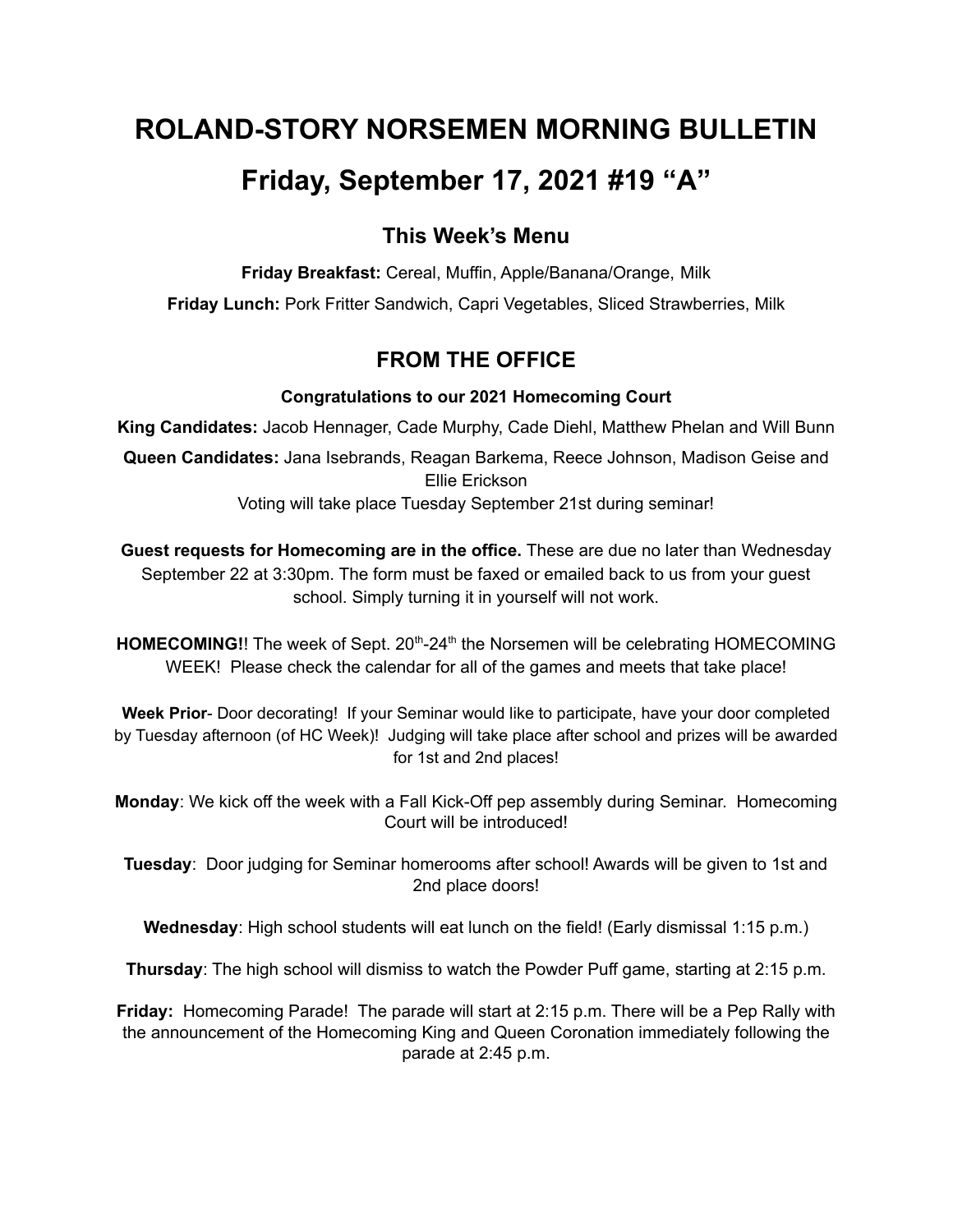# ROLAND-STORY NORSEMEN MORNING BULLETIN

# Friday, September 17, 2021 #19 "A"

### This Week's Menu

**Friday Breakfast:** Cereal, Muffin, Apple/Banana/Orange, Milk

**Friday Lunch:** Pork Fritter Sandwich, Capri Vegetables, Sliced Strawberries, Milk

## FROM THE OFFICE

**Congratulations to our 2021 Homecoming Court**

**King Candidates:** Jacob Hennager, Cade Murphy, Cade Diehl, Matthew Phelan and Will Bunn

**Queen Candidates:** Jana Isebrands, Reagan Barkema, Reece Johnson, Madison Geise and Ellie Erickson

Voting will take place Tuesday September 21st during seminar!

**Guest requests for Homecoming are in the office.** These are due no later than Wednesday September 22 at 3:30pm. The form must be faxed or emailed back to us from your guest school. Simply turning it in yourself will not work.

**HOMECOMING!**! The week of Sept. 20th-24th the Norsemen will be celebrating HOMECOMING WEEK! Please check the calendar for all of the games and meets that take place!

**Week Prior**- Door decorating! If your Seminar would like to participate, have your door completed by Tuesday afternoon (of HC Week)! Judging will take place after school and prizes will be awarded for 1st and 2nd places!

**Monday**: We kick off the week with a Fall Kick-Off pep assembly during Seminar. Homecoming Court will be introduced!

**Tuesday**: Door judging for Seminar homerooms after school! Awards will be given to 1st and 2nd place doors!

**Wednesday**: High school students will eat lunch on the field! (Early dismissal 1:15 p.m.)

**Thursday**: The high school will dismiss to watch the Powder Puff game, starting at 2:15 p.m.

**Friday:** Homecoming Parade! The parade will start at 2:15 p.m. There will be a Pep Rally with the announcement of the Homecoming King and Queen Coronation immediately following the parade at 2:45 p.m.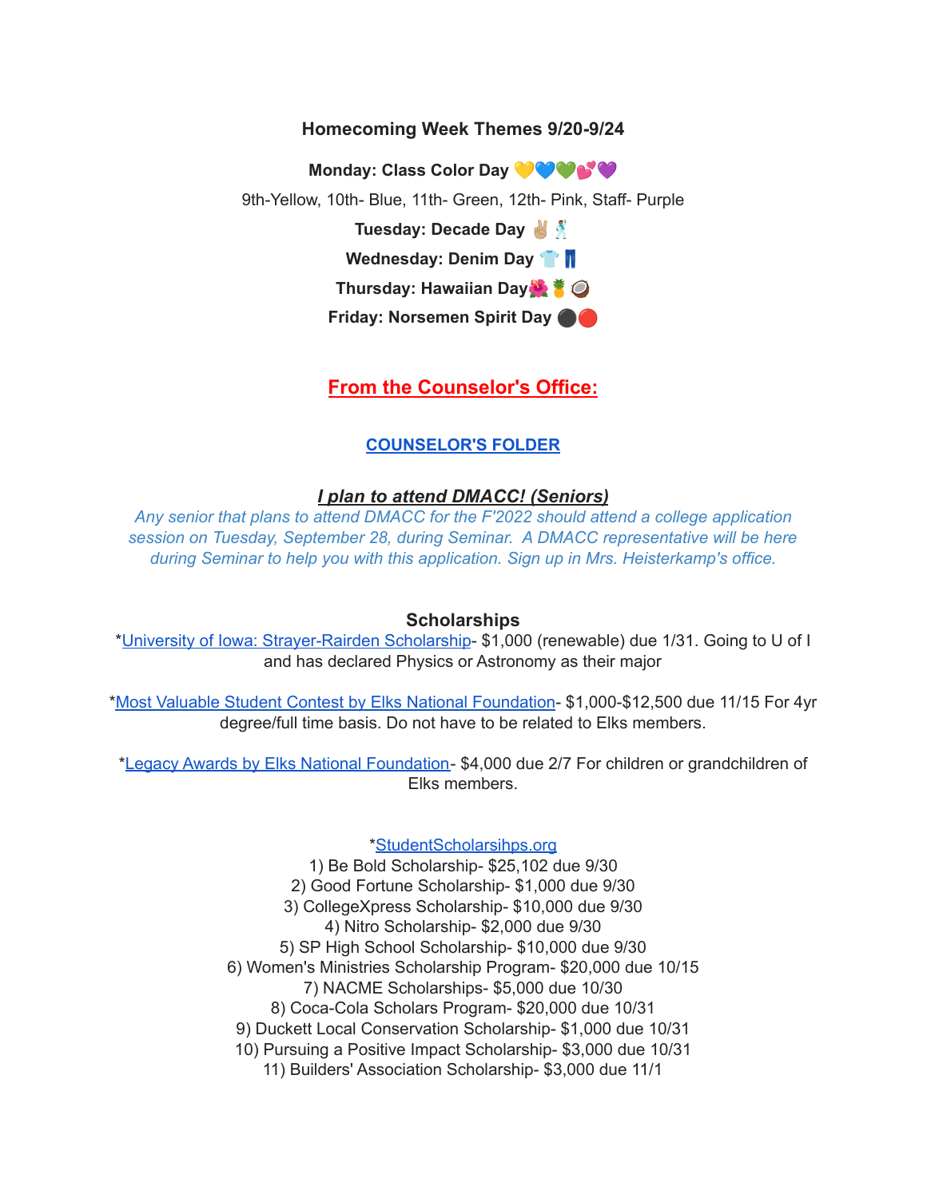### Homecoming Week Themes 9/20-9/24

**Monday: Class Color Day** 💛💙💚💕💜

9th-Yellow, 10th- Blue, 11th- Green, 12th- Pink, Staff- Purple

**Tuesday: Decade Day** ✌🏼🕺

**Wednesday: Denim Day** 👕👖

**Thursday: Hawaiian Day**🌺🍍🥥

**Friday: Norsemen Spirit Day** ⚫🔴

## From the Counselor's Office:

### COUNSELOR'S FOLDER

### *I plan to attend DMACC! (Seniors)*

*Any senior that plans to attend DMACC for the F'2022 should attend a college application session on Tuesday, September 28, during Seminar. A DMACC representative will be here during Seminar to help you with this application. Sign up in Mrs. Heisterkamp's office.*

### Scholarships

*University of Iowa: Strayer-Rairden Scholarship- $1,000 (renewable) due 1/31. Going to U of I and has declared Physics or Astronomy as their major

*Most Valuable Student Contest by Elks National Foundation- $1,000-$12,500 due 11/15 For 4yr degree/full time basis. Do not have to be related to Elks members.

*Legacy Awards by Elks National Foundation- $4,000 due 2/7 For children or grandchildren of Elks members.

*StudentScholarsihps.org

1) Be Bold Scholarship- $25,102 due 9/30
2) Good Fortune Scholarship- $1,000 due 9/30
3) CollegeXpress Scholarship- $10,000 due 9/30
4) Nitro Scholarship- $2,000 due 9/30
5) SP High School Scholarship- $10,000 due 9/30
6) Women's Ministries Scholarship Program- $20,000 due 10/15
7) NACME Scholarships- $5,000 due 10/30
8) Coca-Cola Scholars Program- $20,000 due 10/31
9) Duckett Local Conservation Scholarship- $1,000 due 10/31
10) Pursuing a Positive Impact Scholarship- $3,000 due 10/31
11) Builders' Association Scholarship- $3,000 due 11/1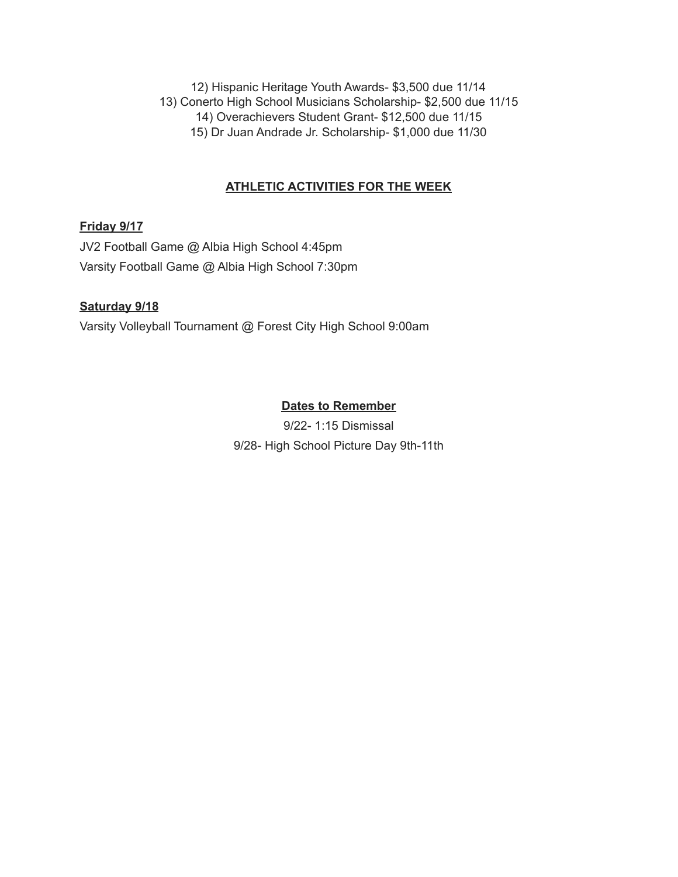12) Hispanic Heritage Youth Awards- $3,500 due 11/14
13) Conerto High School Musicians Scholarship- $2,500 due 11/15
14) Overachievers Student Grant- $12,500 due 11/15
15) Dr Juan Andrade Jr. Scholarship- $1,000 due 11/30

## **ATHLETIC ACTIVITIES FOR THE WEEK**

**Friday 9/17**

JV2 Football Game @ Albia High School 4:45pm
Varsity Football Game @ Albia High School 7:30pm

**Saturday 9/18**

Varsity Volleyball Tournament @ Forest City High School 9:00am

## **Dates to Remember**

9/22- 1:15 Dismissal
9/28- High School Picture Day 9th-11th